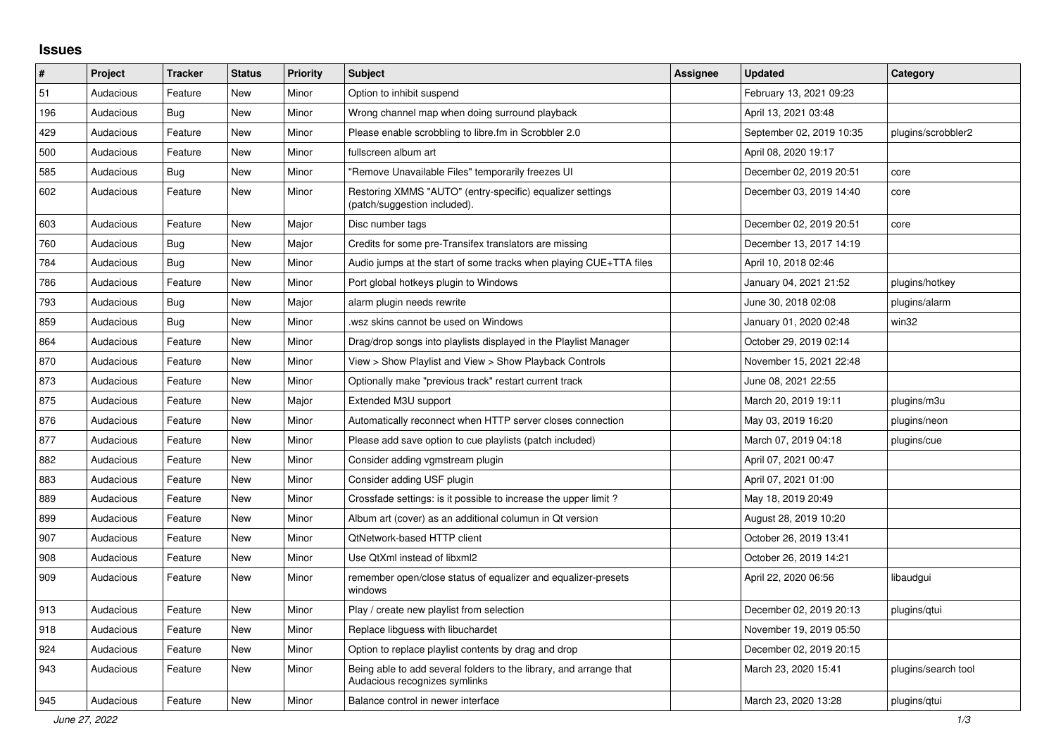## Issues

| # | Project | Tracker | Status | Priority | Subject | Assignee | Updated | Category |
|---|---|---|---|---|---|---|---|---|
| 51 | Audacious | Feature | New | Minor | Option to inhibit suspend | | February 13, 2021 09:23 | |
| 196 | Audacious | Bug | New | Minor | Wrong channel map when doing surround playback | | April 13, 2021 03:48 | |
| 429 | Audacious | Feature | New | Minor | Please enable scrobbling to libre.fm in Scrobbler 2.0 | | September 02, 2019 10:35 | plugins/scrobbler2 |
| 500 | Audacious | Feature | New | Minor | fullscreen album art | | April 08, 2020 19:17 | |
| 585 | Audacious | Bug | New | Minor | "Remove Unavailable Files" temporarily freezes UI | | December 02, 2019 20:51 | core |
| 602 | Audacious | Feature | New | Minor | Restoring XMMS "AUTO" (entry-specific) equalizer settings (patch/suggestion included). | | December 03, 2019 14:40 | core |
| 603 | Audacious | Feature | New | Major | Disc number tags | | December 02, 2019 20:51 | core |
| 760 | Audacious | Bug | New | Major | Credits for some pre-Transifex translators are missing | | December 13, 2017 14:19 | |
| 784 | Audacious | Bug | New | Minor | Audio jumps at the start of some tracks when playing CUE+TTA files | | April 10, 2018 02:46 | |
| 786 | Audacious | Feature | New | Minor | Port global hotkeys plugin to Windows | | January 04, 2021 21:52 | plugins/hotkey |
| 793 | Audacious | Bug | New | Major | alarm plugin needs rewrite | | June 30, 2018 02:08 | plugins/alarm |
| 859 | Audacious | Bug | New | Minor | .wsz skins cannot be used on Windows | | January 01, 2020 02:48 | win32 |
| 864 | Audacious | Feature | New | Minor | Drag/drop songs into playlists displayed in the Playlist Manager | | October 29, 2019 02:14 | |
| 870 | Audacious | Feature | New | Minor | View > Show Playlist and View > Show Playback Controls | | November 15, 2021 22:48 | |
| 873 | Audacious | Feature | New | Minor | Optionally make "previous track" restart current track | | June 08, 2021 22:55 | |
| 875 | Audacious | Feature | New | Major | Extended M3U support | | March 20, 2019 19:11 | plugins/m3u |
| 876 | Audacious | Feature | New | Minor | Automatically reconnect when HTTP server closes connection | | May 03, 2019 16:20 | plugins/neon |
| 877 | Audacious | Feature | New | Minor | Please add save option to cue playlists (patch included) | | March 07, 2019 04:18 | plugins/cue |
| 882 | Audacious | Feature | New | Minor | Consider adding vgmstream plugin | | April 07, 2021 00:47 | |
| 883 | Audacious | Feature | New | Minor | Consider adding USF plugin | | April 07, 2021 01:00 | |
| 889 | Audacious | Feature | New | Minor | Crossfade settings: is it possible to increase the upper limit ? | | May 18, 2019 20:49 | |
| 899 | Audacious | Feature | New | Minor | Album art (cover) as an additional columun in Qt version | | August 28, 2019 10:20 | |
| 907 | Audacious | Feature | New | Minor | QtNetwork-based HTTP client | | October 26, 2019 13:41 | |
| 908 | Audacious | Feature | New | Minor | Use QtXml instead of libxml2 | | October 26, 2019 14:21 | |
| 909 | Audacious | Feature | New | Minor | remember open/close status of equalizer and equalizer-presets windows | | April 22, 2020 06:56 | libaudgui |
| 913 | Audacious | Feature | New | Minor | Play / create new playlist from selection | | December 02, 2019 20:13 | plugins/qtui |
| 918 | Audacious | Feature | New | Minor | Replace libguess with libuchardet | | November 19, 2019 05:50 | |
| 924 | Audacious | Feature | New | Minor | Option to replace playlist contents by drag and drop | | December 02, 2019 20:15 | |
| 943 | Audacious | Feature | New | Minor | Being able to add several folders to the library, and arrange that Audacious recognizes symlinks | | March 23, 2020 15:41 | plugins/search tool |
| 945 | Audacious | Feature | New | Minor | Balance control in newer interface | | March 23, 2020 13:28 | plugins/qtui |

*June 27, 2022*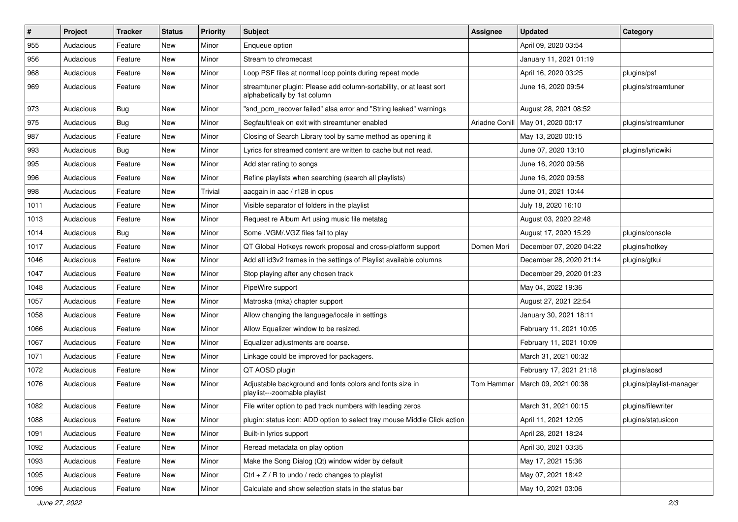| # | Project | Tracker | Status | Priority | Subject | Assignee | Updated | Category |
|---|---|---|---|---|---|---|---|---|
| 955 | Audacious | Feature | New | Minor | Enqueue option | | April 09, 2020 03:54 | |
| 956 | Audacious | Feature | New | Minor | Stream to chromecast | | January 11, 2021 01:19 | |
| 968 | Audacious | Feature | New | Minor | Loop PSF files at normal loop points during repeat mode | | April 16, 2020 03:25 | plugins/psf |
| 969 | Audacious | Feature | New | Minor | streamtuner plugin: Please add column-sortability, or at least sort alphabetically by 1st column | | June 16, 2020 09:54 | plugins/streamtuner |
| 973 | Audacious | Bug | New | Minor | "snd_pcm_recover failed" alsa error and "String leaked" warnings | | August 28, 2021 08:52 | |
| 975 | Audacious | Bug | New | Minor | Segfault/leak on exit with streamtuner enabled | Ariadne Conill | May 01, 2020 00:17 | plugins/streamtuner |
| 987 | Audacious | Feature | New | Minor | Closing of Search Library tool by same method as opening it | | May 13, 2020 00:15 | |
| 993 | Audacious | Bug | New | Minor | Lyrics for streamed content are written to cache but not read. | | June 07, 2020 13:10 | plugins/lyricwiki |
| 995 | Audacious | Feature | New | Minor | Add star rating to songs | | June 16, 2020 09:56 | |
| 996 | Audacious | Feature | New | Minor | Refine playlists when searching (search all playlists) | | June 16, 2020 09:58 | |
| 998 | Audacious | Feature | New | Trivial | aacgain in aac / r128 in opus | | June 01, 2021 10:44 | |
| 1011 | Audacious | Feature | New | Minor | Visible separator of folders in the playlist | | July 18, 2020 16:10 | |
| 1013 | Audacious | Feature | New | Minor | Request re Album Art using music file metatag | | August 03, 2020 22:48 | |
| 1014 | Audacious | Bug | New | Minor | Some .VGM/.VGZ files fail to play | | August 17, 2020 15:29 | plugins/console |
| 1017 | Audacious | Feature | New | Minor | QT Global Hotkeys rework proposal and cross-platform support | Domen Mori | December 07, 2020 04:22 | plugins/hotkey |
| 1046 | Audacious | Feature | New | Minor | Add all id3v2 frames in the settings of Playlist available columns | | December 28, 2020 21:14 | plugins/gtkui |
| 1047 | Audacious | Feature | New | Minor | Stop playing after any chosen track | | December 29, 2020 01:23 | |
| 1048 | Audacious | Feature | New | Minor | PipeWire support | | May 04, 2022 19:36 | |
| 1057 | Audacious | Feature | New | Minor | Matroska (mka) chapter support | | August 27, 2021 22:54 | |
| 1058 | Audacious | Feature | New | Minor | Allow changing the language/locale in settings | | January 30, 2021 18:11 | |
| 1066 | Audacious | Feature | New | Minor | Allow Equalizer window to be resized. | | February 11, 2021 10:05 | |
| 1067 | Audacious | Feature | New | Minor | Equalizer adjustments are coarse. | | February 11, 2021 10:09 | |
| 1071 | Audacious | Feature | New | Minor | Linkage could be improved for packagers. | | March 31, 2021 00:32 | |
| 1072 | Audacious | Feature | New | Minor | QT AOSD plugin | | February 17, 2021 21:18 | plugins/aosd |
| 1076 | Audacious | Feature | New | Minor | Adjustable background and fonts colors and fonts size in playlist---zoomable playlist | Tom Hammer | March 09, 2021 00:38 | plugins/playlist-manager |
| 1082 | Audacious | Feature | New | Minor | File writer option to pad track numbers with leading zeros | | March 31, 2021 00:15 | plugins/filewriter |
| 1088 | Audacious | Feature | New | Minor | plugin: status icon: ADD option to select tray mouse Middle Click action | | April 11, 2021 12:05 | plugins/statusicon |
| 1091 | Audacious | Feature | New | Minor | Built-in lyrics support | | April 28, 2021 18:24 | |
| 1092 | Audacious | Feature | New | Minor | Reread metadata on play option | | April 30, 2021 03:35 | |
| 1093 | Audacious | Feature | New | Minor | Make the Song Dialog (Qt) window wider by default | | May 17, 2021 15:36 | |
| 1095 | Audacious | Feature | New | Minor | Ctrl + Z / R to undo / redo changes to playlist | | May 07, 2021 18:42 | |
| 1096 | Audacious | Feature | New | Minor | Calculate and show selection stats in the status bar | | May 10, 2021 03:06 | |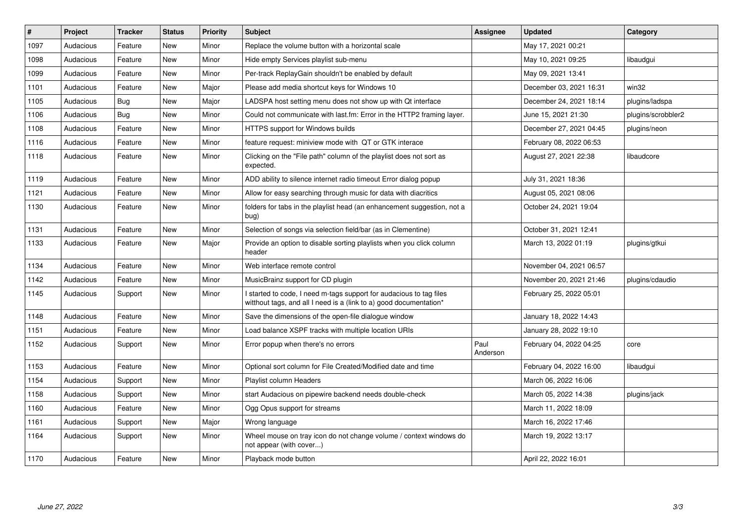| # | Project | Tracker | Status | Priority | Subject | Assignee | Updated | Category |
|---|---|---|---|---|---|---|---|---|
| 1097 | Audacious | Feature | New | Minor | Replace the volume button with a horizontal scale | | May 17, 2021 00:21 | |
| 1098 | Audacious | Feature | New | Minor | Hide empty Services playlist sub-menu | | May 10, 2021 09:25 | libaudgui |
| 1099 | Audacious | Feature | New | Minor | Per-track ReplayGain shouldn't be enabled by default | | May 09, 2021 13:41 | |
| 1101 | Audacious | Feature | New | Major | Please add media shortcut keys for Windows 10 | | December 03, 2021 16:31 | win32 |
| 1105 | Audacious | Bug | New | Major | LADSPA host setting menu does not show up with Qt interface | | December 24, 2021 18:14 | plugins/ladspa |
| 1106 | Audacious | Bug | New | Minor | Could not communicate with last.fm: Error in the HTTP2 framing layer. | | June 15, 2021 21:30 | plugins/scrobbler2 |
| 1108 | Audacious | Feature | New | Minor | HTTPS support for Windows builds | | December 27, 2021 04:45 | plugins/neon |
| 1116 | Audacious | Feature | New | Minor | feature request: miniview mode with QT or GTK interace | | February 08, 2022 06:53 | |
| 1118 | Audacious | Feature | New | Minor | Clicking on the "File path" column of the playlist does not sort as expected. | | August 27, 2021 22:38 | libaudcore |
| 1119 | Audacious | Feature | New | Minor | ADD ability to silence internet radio timeout Error dialog popup | | July 31, 2021 18:36 | |
| 1121 | Audacious | Feature | New | Minor | Allow for easy searching through music for data with diacritics | | August 05, 2021 08:06 | |
| 1130 | Audacious | Feature | New | Minor | folders for tabs in the playlist head (an enhancement suggestion, not a bug) | | October 24, 2021 19:04 | |
| 1131 | Audacious | Feature | New | Minor | Selection of songs via selection field/bar (as in Clementine) | | October 31, 2021 12:41 | |
| 1133 | Audacious | Feature | New | Major | Provide an option to disable sorting playlists when you click column header | | March 13, 2022 01:19 | plugins/gtkui |
| 1134 | Audacious | Feature | New | Minor | Web interface remote control | | November 04, 2021 06:57 | |
| 1142 | Audacious | Feature | New | Minor | MusicBrainz support for CD plugin | | November 20, 2021 21:46 | plugins/cdaudio |
| 1145 | Audacious | Support | New | Minor | I started to code, I need m-tags support for audacious to tag files witthout tags, and all I need is a (link to a) good documentation* | | February 25, 2022 05:01 | |
| 1148 | Audacious | Feature | New | Minor | Save the dimensions of the open-file dialogue window | | January 18, 2022 14:43 | |
| 1151 | Audacious | Feature | New | Minor | Load balance XSPF tracks with multiple location URIs | | January 28, 2022 19:10 | |
| 1152 | Audacious | Support | New | Minor | Error popup when there's no errors | Paul Anderson | February 04, 2022 04:25 | core |
| 1153 | Audacious | Feature | New | Minor | Optional sort column for File Created/Modified date and time | | February 04, 2022 16:00 | libaudgui |
| 1154 | Audacious | Support | New | Minor | Playlist column Headers | | March 06, 2022 16:06 | |
| 1158 | Audacious | Support | New | Minor | start Audacious on pipewire backend needs double-check | | March 05, 2022 14:38 | plugins/jack |
| 1160 | Audacious | Feature | New | Minor | Ogg Opus support for streams | | March 11, 2022 18:09 | |
| 1161 | Audacious | Support | New | Major | Wrong language | | March 16, 2022 17:46 | |
| 1164 | Audacious | Support | New | Minor | Wheel mouse on tray icon do not change volume / context windows do not appear (with cover...) | | March 19, 2022 13:17 | |
| 1170 | Audacious | Feature | New | Minor | Playback mode button | | April 22, 2022 16:01 | |

*June 27, 2022*